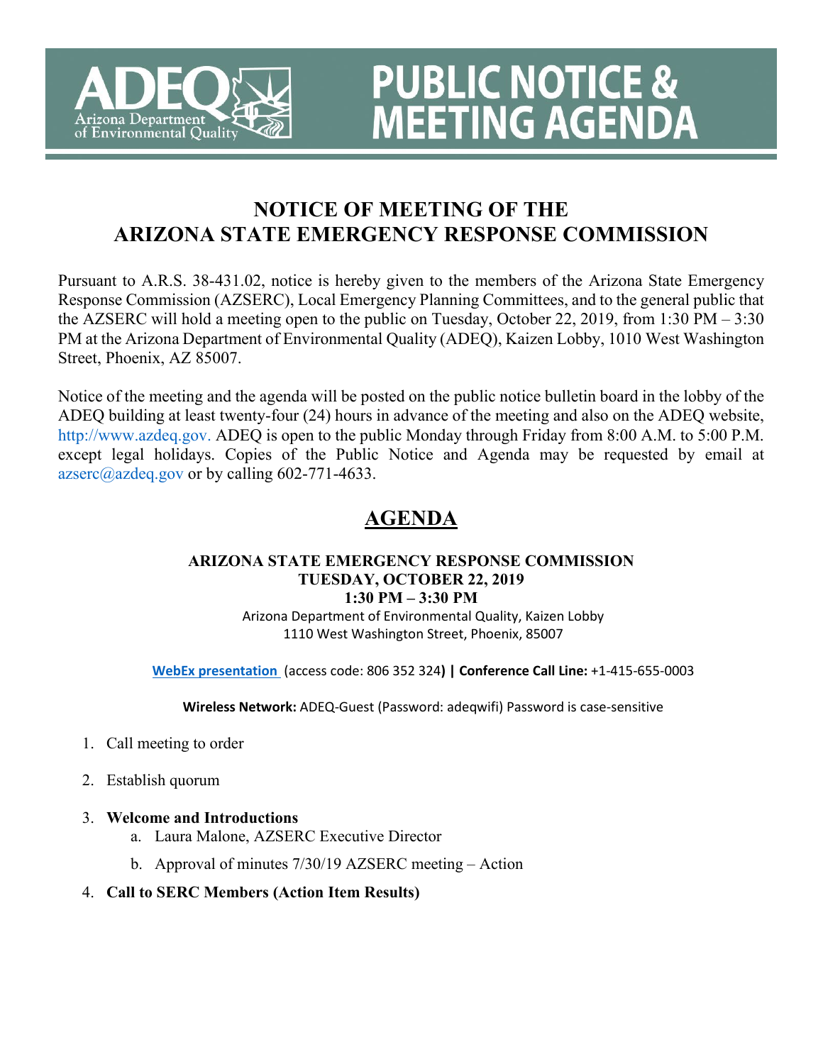# PUBLIC NOTICE & MEETING AGENDA

Arizona Department of Environmental Quality

## NOTICE OF MEETING OF THE ARIZONA STATE EMERGENCY RESPONSE COMMISSION

Pursuant to A.R.S. 38-431.02, notice is hereby given to the members of the Arizona State Emergency Response Commission (AZSERC), Local Emergency Planning Committees, and to the general public that the AZSERC will hold a meeting open to the public on Tuesday, October 22, 2019, from 1:30 PM – 3:30 PM at the Arizona Department of Environmental Quality (ADEQ), Kaizen Lobby, 1010 West Washington Street, Phoenix, AZ 85007.

Notice of the meeting and the agenda will be posted on the public notice bulletin board in the lobby of the ADEQ building at least twenty-four (24) hours in advance of the meeting and also on the ADEQ website, http://www.azdeq.gov. ADEQ is open to the public Monday through Friday from 8:00 A.M. to 5:00 P.M. except legal holidays. Copies of the Public Notice and Agenda may be requested by email at azserc@azdeq.gov or by calling 602-771-4633.

## AGENDA

**ARIZONA STATE EMERGENCY RESPONSE COMMISSION**
**TUESDAY, OCTOBER 22, 2019**
**1:30 PM – 3:30 PM**

Arizona Department of Environmental Quality, Kaizen Lobby
1110 West Washington Street, Phoenix, 85007

**WebEx presentation** (access code: 806 352 324**) | Conference Call Line:** +1-415-655-0003

**Wireless Network:** ADEQ-Guest (Password: adeqwifi) Password is case-sensitive

1. Call meeting to order
2. Establish quorum
3. **Welcome and Introductions**
    a. Laura Malone, AZSERC Executive Director
    b. Approval of minutes 7/30/19 AZSERC meeting – Action
4. **Call to SERC Members (Action Item Results)**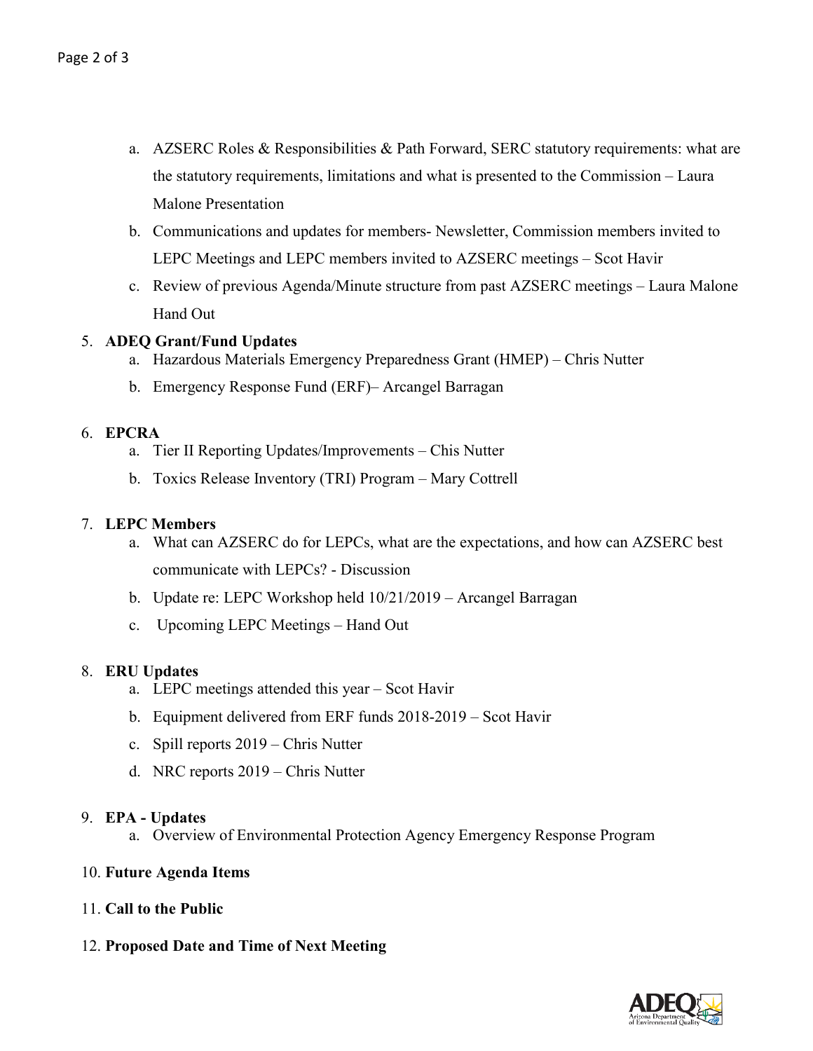a. AZSERC Roles & Responsibilities & Path Forward, SERC statutory requirements: what are the statutory requirements, limitations and what is presented to the Commission – Laura Malone Presentation
b. Communications and updates for members- Newsletter, Commission members invited to LEPC Meetings and LEPC members invited to AZSERC meetings – Scot Havir
c. Review of previous Agenda/Minute structure from past AZSERC meetings – Laura Malone Hand Out

5. **ADEQ Grant/Fund Updates**
    a. Hazardous Materials Emergency Preparedness Grant (HMEP) – Chris Nutter
    b. Emergency Response Fund (ERF)– Arcangel Barragan

6. **EPCRA**
    a. Tier II Reporting Updates/Improvements – Chis Nutter
    b. Toxics Release Inventory (TRI) Program – Mary Cottrell

7. **LEPC Members**
    a. What can AZSERC do for LEPCs, what are the expectations, and how can AZSERC best communicate with LEPCs? - Discussion
    b. Update re: LEPC Workshop held 10/21/2019 – Arcangel Barragan
    c. Upcoming LEPC Meetings – Hand Out

8. **ERU Updates**
    a. LEPC meetings attended this year – Scot Havir
    b. Equipment delivered from ERF funds 2018-2019 – Scot Havir
    c. Spill reports 2019 – Chris Nutter
    d. NRC reports 2019 – Chris Nutter

9. **EPA - Updates**
    a. Overview of Environmental Protection Agency Emergency Response Program

10. **Future Agenda Items**

11. **Call to the Public**

12. **Proposed Date and Time of Next Meeting**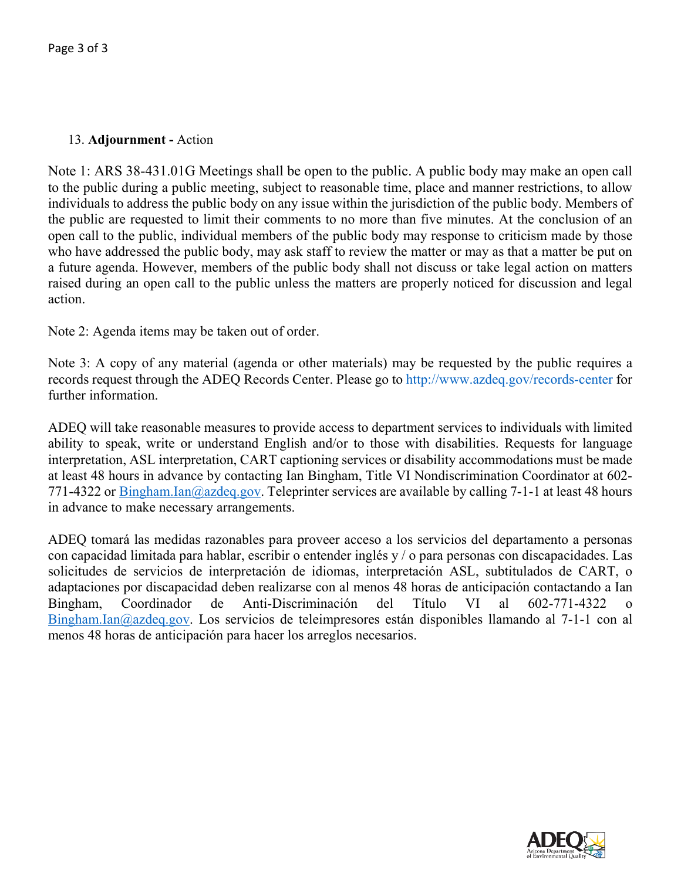13. **Adjournment -** Action

Note 1: ARS 38-431.01G Meetings shall be open to the public. A public body may make an open call to the public during a public meeting, subject to reasonable time, place and manner restrictions, to allow individuals to address the public body on any issue within the jurisdiction of the public body. Members of the public are requested to limit their comments to no more than five minutes. At the conclusion of an open call to the public, individual members of the public body may response to criticism made by those who have addressed the public body, may ask staff to review the matter or may as that a matter be put on a future agenda. However, members of the public body shall not discuss or take legal action on matters raised during an open call to the public unless the matters are properly noticed for discussion and legal action.

Note 2: Agenda items may be taken out of order.

Note 3: A copy of any material (agenda or other materials) may be requested by the public requires a records request through the ADEQ Records Center. Please go to http://www.azdeq.gov/records-center for further information.

ADEQ will take reasonable measures to provide access to department services to individuals with limited ability to speak, write or understand English and/or to those with disabilities. Requests for language interpretation, ASL interpretation, CART captioning services or disability accommodations must be made at least 48 hours in advance by contacting Ian Bingham, Title VI Nondiscrimination Coordinator at 602-771-4322 or Bingham.Ian@azdeq.gov. Teleprinter services are available by calling 7-1-1 at least 48 hours in advance to make necessary arrangements.

ADEQ tomará las medidas razonables para proveer acceso a los servicios del departamento a personas con capacidad limitada para hablar, escribir o entender inglés y / o para personas con discapacidades. Las solicitudes de servicios de interpretación de idiomas, interpretación ASL, subtitulados de CART, o adaptaciones por discapacidad deben realizarse con al menos 48 horas de anticipación contactando a Ian Bingham, Coordinador de Anti-Discriminación del Título VI al 602-771-4322 o Bingham.Ian@azdeq.gov. Los servicios de teleimpresores están disponibles llamando al 7-1-1 con al menos 48 horas de anticipación para hacer los arreglos necesarios.

ADEQ Arizona Department of Environmental Quality